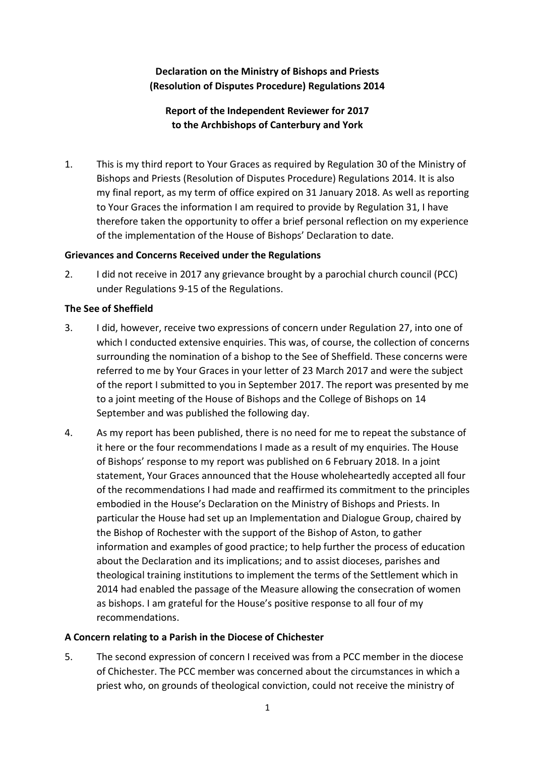**Declaration on the Ministry of Bishops and Priests (Resolution of Disputes Procedure) Regulations 2014**

**Report of the Independent Reviewer for 2017 to the Archbishops of Canterbury and York**

1. This is my third report to Your Graces as required by Regulation 30 of the Ministry of Bishops and Priests (Resolution of Disputes Procedure) Regulations 2014. It is also my final report, as my term of office expired on 31 January 2018. As well as reporting to Your Graces the information I am required to provide by Regulation 31, I have therefore taken the opportunity to offer a brief personal reflection on my experience of the implementation of the House of Bishops' Declaration to date.

**Grievances and Concerns Received under the Regulations**

2. I did not receive in 2017 any grievance brought by a parochial church council (PCC) under Regulations 9-15 of the Regulations.

**The See of Sheffield**

3. I did, however, receive two expressions of concern under Regulation 27, into one of which I conducted extensive enquiries. This was, of course, the collection of concerns surrounding the nomination of a bishop to the See of Sheffield. These concerns were referred to me by Your Graces in your letter of 23 March 2017 and were the subject of the report I submitted to you in September 2017. The report was presented by me to a joint meeting of the House of Bishops and the College of Bishops on 14 September and was published the following day.

4. As my report has been published, there is no need for me to repeat the substance of it here or the four recommendations I made as a result of my enquiries. The House of Bishops' response to my report was published on 6 February 2018. In a joint statement, Your Graces announced that the House wholeheartedly accepted all four of the recommendations I had made and reaffirmed its commitment to the principles embodied in the House's Declaration on the Ministry of Bishops and Priests. In particular the House had set up an Implementation and Dialogue Group, chaired by the Bishop of Rochester with the support of the Bishop of Aston, to gather information and examples of good practice; to help further the process of education about the Declaration and its implications; and to assist dioceses, parishes and theological training institutions to implement the terms of the Settlement which in 2014 had enabled the passage of the Measure allowing the consecration of women as bishops. I am grateful for the House's positive response to all four of my recommendations.

**A Concern relating to a Parish in the Diocese of Chichester**

5. The second expression of concern I received was from a PCC member in the diocese of Chichester. The PCC member was concerned about the circumstances in which a priest who, on grounds of theological conviction, could not receive the ministry of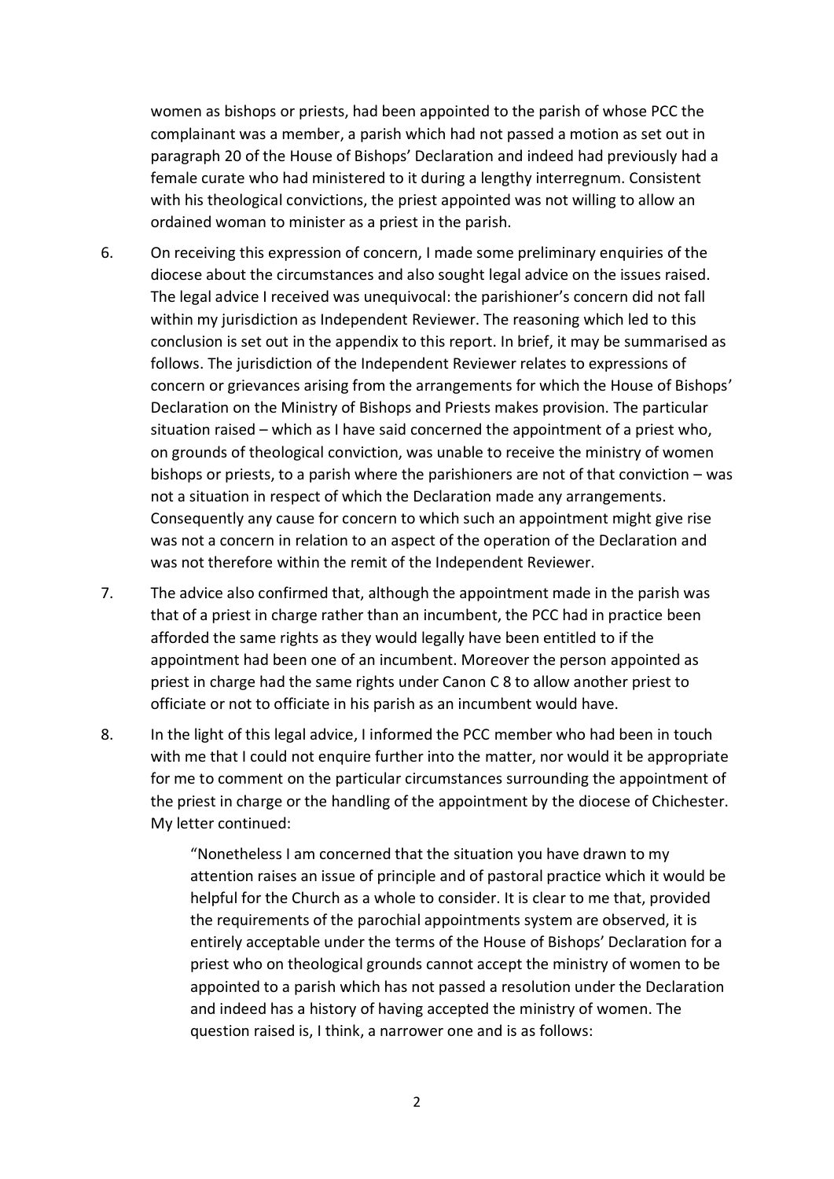women as bishops or priests, had been appointed to the parish of whose PCC the complainant was a member, a parish which had not passed a motion as set out in paragraph 20 of the House of Bishops' Declaration and indeed had previously had a female curate who had ministered to it during a lengthy interregnum. Consistent with his theological convictions, the priest appointed was not willing to allow an ordained woman to minister as a priest in the parish.

6. On receiving this expression of concern, I made some preliminary enquiries of the diocese about the circumstances and also sought legal advice on the issues raised. The legal advice I received was unequivocal: the parishioner's concern did not fall within my jurisdiction as Independent Reviewer. The reasoning which led to this conclusion is set out in the appendix to this report. In brief, it may be summarised as follows. The jurisdiction of the Independent Reviewer relates to expressions of concern or grievances arising from the arrangements for which the House of Bishops' Declaration on the Ministry of Bishops and Priests makes provision. The particular situation raised – which as I have said concerned the appointment of a priest who, on grounds of theological conviction, was unable to receive the ministry of women bishops or priests, to a parish where the parishioners are not of that conviction – was not a situation in respect of which the Declaration made any arrangements. Consequently any cause for concern to which such an appointment might give rise was not a concern in relation to an aspect of the operation of the Declaration and was not therefore within the remit of the Independent Reviewer.

7. The advice also confirmed that, although the appointment made in the parish was that of a priest in charge rather than an incumbent, the PCC had in practice been afforded the same rights as they would legally have been entitled to if the appointment had been one of an incumbent. Moreover the person appointed as priest in charge had the same rights under Canon C 8 to allow another priest to officiate or not to officiate in his parish as an incumbent would have.

8. In the light of this legal advice, I informed the PCC member who had been in touch with me that I could not enquire further into the matter, nor would it be appropriate for me to comment on the particular circumstances surrounding the appointment of the priest in charge or the handling of the appointment by the diocese of Chichester. My letter continued:

   > "Nonetheless I am concerned that the situation you have drawn to my attention raises an issue of principle and of pastoral practice which it would be helpful for the Church as a whole to consider. It is clear to me that, provided the requirements of the parochial appointments system are observed, it is entirely acceptable under the terms of the House of Bishops' Declaration for a priest who on theological grounds cannot accept the ministry of women to be appointed to a parish which has not passed a resolution under the Declaration and indeed has a history of having accepted the ministry of women. The question raised is, I think, a narrower one and is as follows: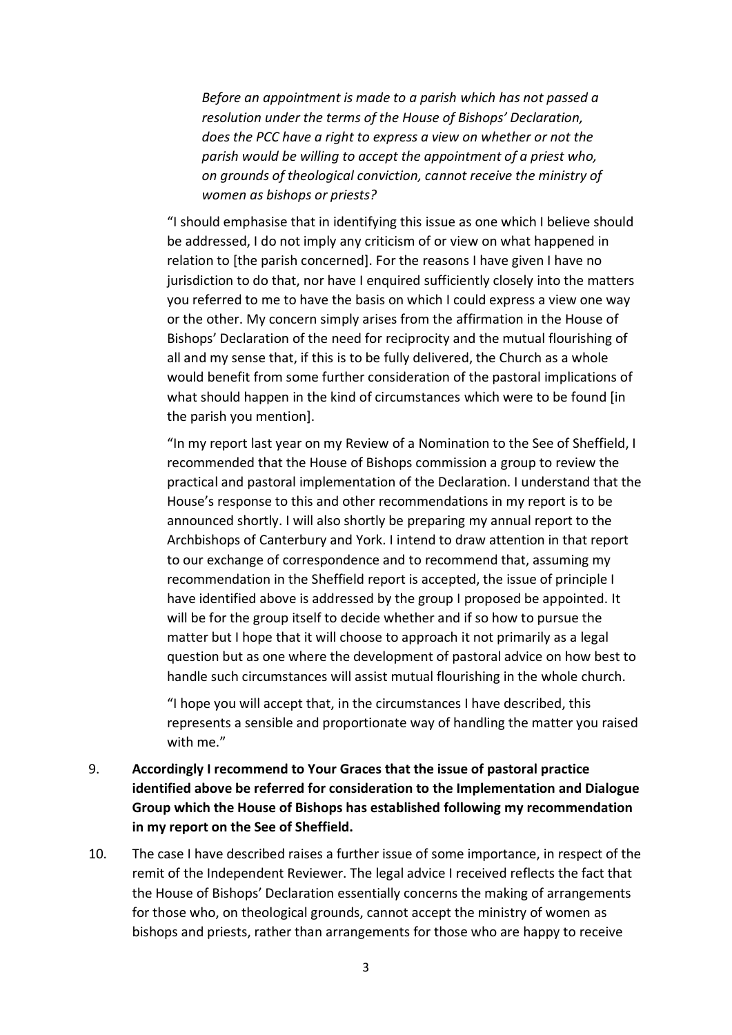> *Before an appointment is made to a parish which has not passed a resolution under the terms of the House of Bishops' Declaration, does the PCC have a right to express a view on whether or not the parish would be willing to accept the appointment of a priest who, on grounds of theological conviction, cannot receive the ministry of women as bishops or priests?*
>
> "I should emphasise that in identifying this issue as one which I believe should be addressed, I do not imply any criticism of or view on what happened in relation to [the parish concerned]. For the reasons I have given I have no jurisdiction to do that, nor have I enquired sufficiently closely into the matters you referred to me to have the basis on which I could express a view one way or the other. My concern simply arises from the affirmation in the House of Bishops' Declaration of the need for reciprocity and the mutual flourishing of all and my sense that, if this is to be fully delivered, the Church as a whole would benefit from some further consideration of the pastoral implications of what should happen in the kind of circumstances which were to be found [in the parish you mention].
>
> "In my report last year on my Review of a Nomination to the See of Sheffield, I recommended that the House of Bishops commission a group to review the practical and pastoral implementation of the Declaration. I understand that the House's response to this and other recommendations in my report is to be announced shortly. I will also shortly be preparing my annual report to the Archbishops of Canterbury and York. I intend to draw attention in that report to our exchange of correspondence and to recommend that, assuming my recommendation in the Sheffield report is accepted, the issue of principle I have identified above is addressed by the group I proposed be appointed. It will be for the group itself to decide whether and if so how to pursue the matter but I hope that it will choose to approach it not primarily as a legal question but as one where the development of pastoral advice on how best to handle such circumstances will assist mutual flourishing in the whole church.
>
> "I hope you will accept that, in the circumstances I have described, this represents a sensible and proportionate way of handling the matter you raised with me."

9. **Accordingly I recommend to Your Graces that the issue of pastoral practice identified above be referred for consideration to the Implementation and Dialogue Group which the House of Bishops has established following my recommendation in my report on the See of Sheffield.**

10. The case I have described raises a further issue of some importance, in respect of the remit of the Independent Reviewer. The legal advice I received reflects the fact that the House of Bishops' Declaration essentially concerns the making of arrangements for those who, on theological grounds, cannot accept the ministry of women as bishops and priests, rather than arrangements for those who are happy to receive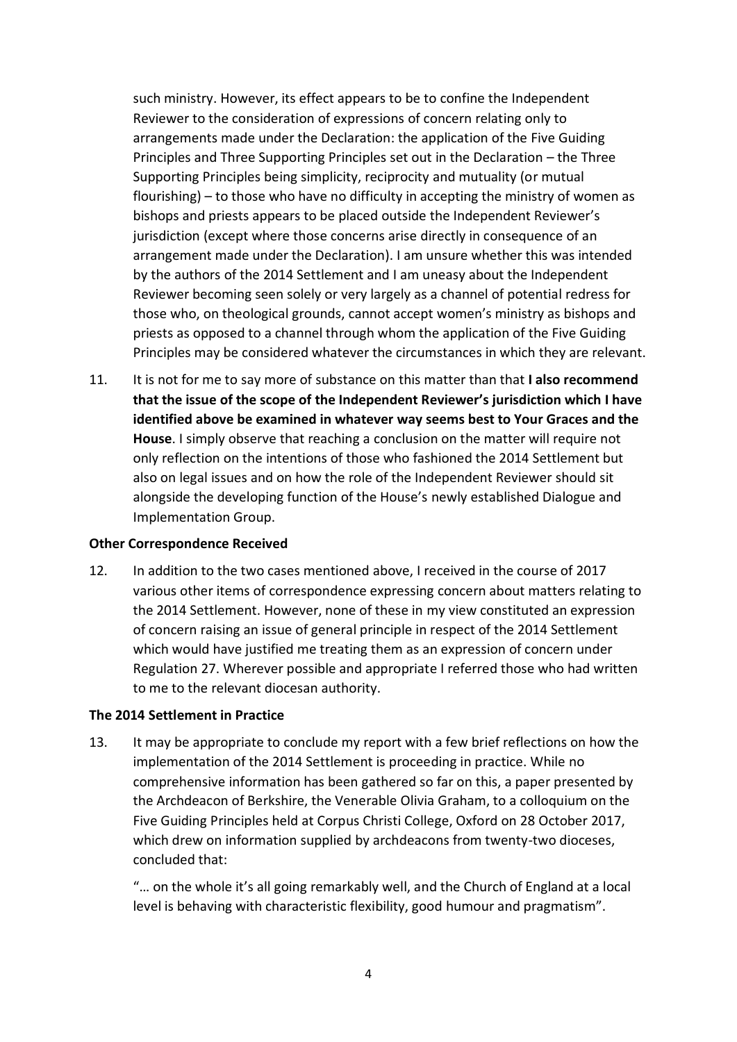such ministry. However, its effect appears to be to confine the Independent Reviewer to the consideration of expressions of concern relating only to arrangements made under the Declaration: the application of the Five Guiding Principles and Three Supporting Principles set out in the Declaration – the Three Supporting Principles being simplicity, reciprocity and mutuality (or mutual flourishing) – to those who have no difficulty in accepting the ministry of women as bishops and priests appears to be placed outside the Independent Reviewer's jurisdiction (except where those concerns arise directly in consequence of an arrangement made under the Declaration). I am unsure whether this was intended by the authors of the 2014 Settlement and I am uneasy about the Independent Reviewer becoming seen solely or very largely as a channel of potential redress for those who, on theological grounds, cannot accept women's ministry as bishops and priests as opposed to a channel through whom the application of the Five Guiding Principles may be considered whatever the circumstances in which they are relevant.

11. It is not for me to say more of substance on this matter than that **I also recommend that the issue of the scope of the Independent Reviewer's jurisdiction which I have identified above be examined in whatever way seems best to Your Graces and the House**. I simply observe that reaching a conclusion on the matter will require not only reflection on the intentions of those who fashioned the 2014 Settlement but also on legal issues and on how the role of the Independent Reviewer should sit alongside the developing function of the House's newly established Dialogue and Implementation Group.

**Other Correspondence Received**

12. In addition to the two cases mentioned above, I received in the course of 2017 various other items of correspondence expressing concern about matters relating to the 2014 Settlement. However, none of these in my view constituted an expression of concern raising an issue of general principle in respect of the 2014 Settlement which would have justified me treating them as an expression of concern under Regulation 27. Wherever possible and appropriate I referred those who had written to me to the relevant diocesan authority.

**The 2014 Settlement in Practice**

13. It may be appropriate to conclude my report with a few brief reflections on how the implementation of the 2014 Settlement is proceeding in practice. While no comprehensive information has been gathered so far on this, a paper presented by the Archdeacon of Berkshire, the Venerable Olivia Graham, to a colloquium on the Five Guiding Principles held at Corpus Christi College, Oxford on 28 October 2017, which drew on information supplied by archdeacons from twenty-two dioceses, concluded that:

    "… on the whole it's all going remarkably well, and the Church of England at a local level is behaving with characteristic flexibility, good humour and pragmatism".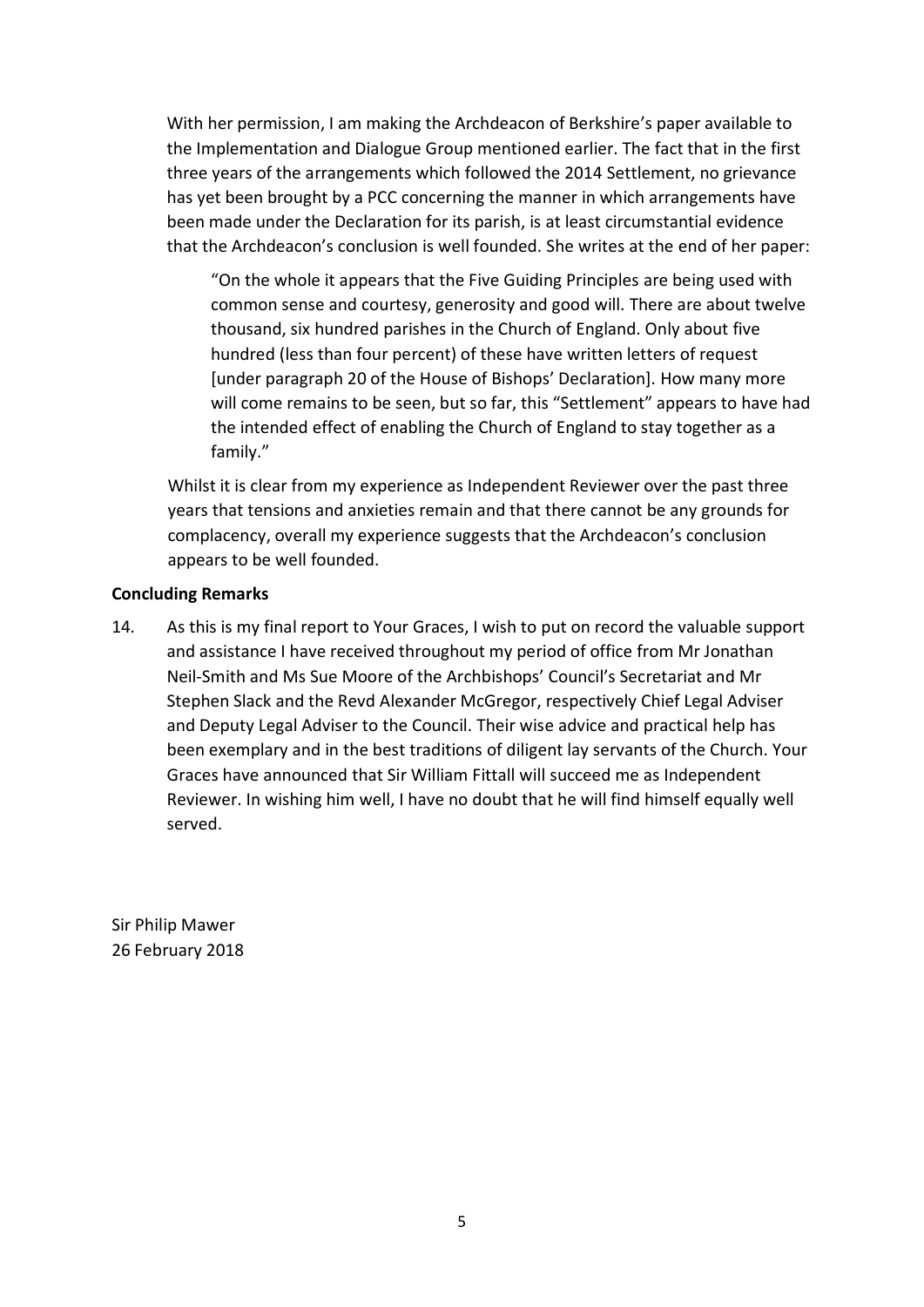With her permission, I am making the Archdeacon of Berkshire's paper available to the Implementation and Dialogue Group mentioned earlier. The fact that in the first three years of the arrangements which followed the 2014 Settlement, no grievance has yet been brought by a PCC concerning the manner in which arrangements have been made under the Declaration for its parish, is at least circumstantial evidence that the Archdeacon's conclusion is well founded. She writes at the end of her paper:

> "On the whole it appears that the Five Guiding Principles are being used with common sense and courtesy, generosity and good will. There are about twelve thousand, six hundred parishes in the Church of England. Only about five hundred (less than four percent) of these have written letters of request [under paragraph 20 of the House of Bishops' Declaration]. How many more will come remains to be seen, but so far, this "Settlement" appears to have had the intended effect of enabling the Church of England to stay together as a family."

Whilst it is clear from my experience as Independent Reviewer over the past three years that tensions and anxieties remain and that there cannot be any grounds for complacency, overall my experience suggests that the Archdeacon's conclusion appears to be well founded.

**Concluding Remarks**

14. As this is my final report to Your Graces, I wish to put on record the valuable support and assistance I have received throughout my period of office from Mr Jonathan Neil-Smith and Ms Sue Moore of the Archbishops' Council's Secretariat and Mr Stephen Slack and the Revd Alexander McGregor, respectively Chief Legal Adviser and Deputy Legal Adviser to the Council. Their wise advice and practical help has been exemplary and in the best traditions of diligent lay servants of the Church. Your Graces have announced that Sir William Fittall will succeed me as Independent Reviewer. In wishing him well, I have no doubt that he will find himself equally well served.

Sir Philip Mawer
26 February 2018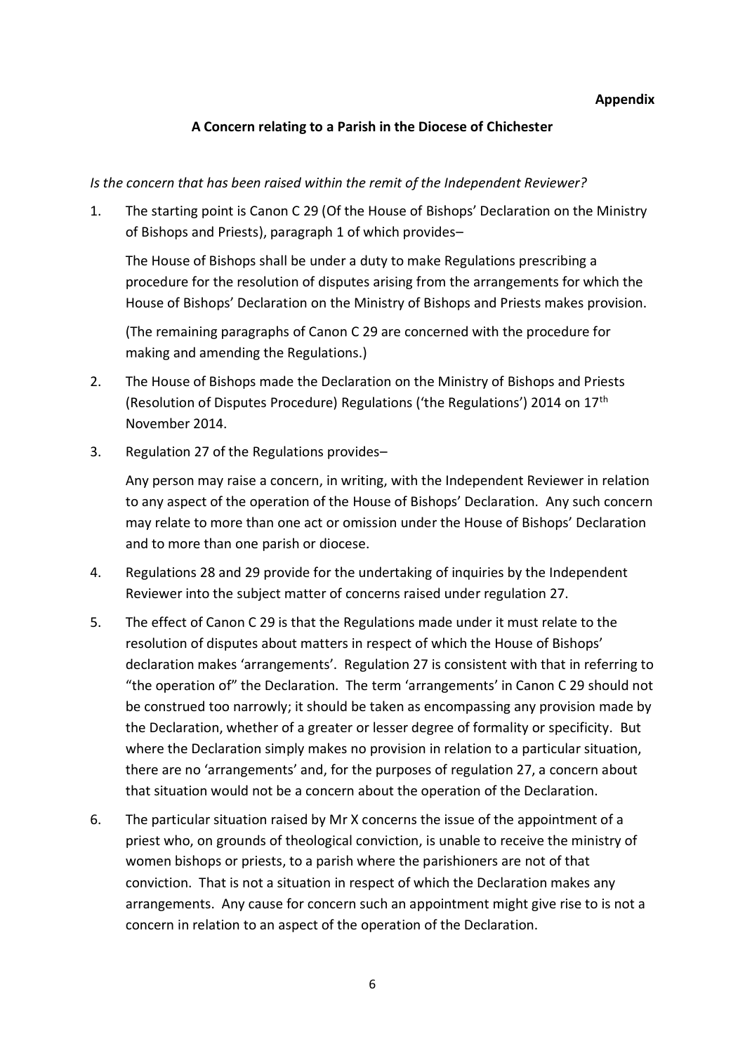**Appendix**

## A Concern relating to a Parish in the Diocese of Chichester

*Is the concern that has been raised within the remit of the Independent Reviewer?*

1. The starting point is Canon C 29 (Of the House of Bishops' Declaration on the Ministry of Bishops and Priests), paragraph 1 of which provides–

   The House of Bishops shall be under a duty to make Regulations prescribing a procedure for the resolution of disputes arising from the arrangements for which the House of Bishops' Declaration on the Ministry of Bishops and Priests makes provision.

   (The remaining paragraphs of Canon C 29 are concerned with the procedure for making and amending the Regulations.)

2. The House of Bishops made the Declaration on the Ministry of Bishops and Priests (Resolution of Disputes Procedure) Regulations ('the Regulations') 2014 on 17th November 2014.

3. Regulation 27 of the Regulations provides–

   Any person may raise a concern, in writing, with the Independent Reviewer in relation to any aspect of the operation of the House of Bishops' Declaration. Any such concern may relate to more than one act or omission under the House of Bishops' Declaration and to more than one parish or diocese.

4. Regulations 28 and 29 provide for the undertaking of inquiries by the Independent Reviewer into the subject matter of concerns raised under regulation 27.

5. The effect of Canon C 29 is that the Regulations made under it must relate to the resolution of disputes about matters in respect of which the House of Bishops' declaration makes 'arrangements'. Regulation 27 is consistent with that in referring to "the operation of" the Declaration. The term 'arrangements' in Canon C 29 should not be construed too narrowly; it should be taken as encompassing any provision made by the Declaration, whether of a greater or lesser degree of formality or specificity. But where the Declaration simply makes no provision in relation to a particular situation, there are no 'arrangements' and, for the purposes of regulation 27, a concern about that situation would not be a concern about the operation of the Declaration.

6. The particular situation raised by Mr X concerns the issue of the appointment of a priest who, on grounds of theological conviction, is unable to receive the ministry of women bishops or priests, to a parish where the parishioners are not of that conviction. That is not a situation in respect of which the Declaration makes any arrangements. Any cause for concern such an appointment might give rise to is not a concern in relation to an aspect of the operation of the Declaration.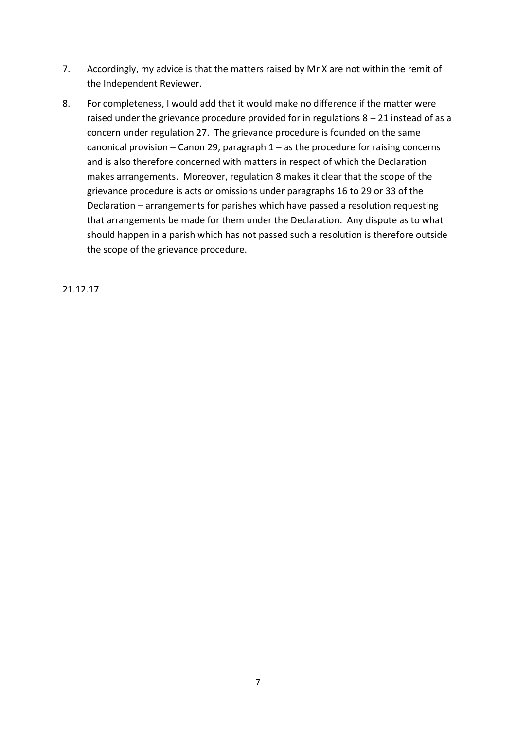7. Accordingly, my advice is that the matters raised by Mr X are not within the remit of the Independent Reviewer.

8. For completeness, I would add that it would make no difference if the matter were raised under the grievance procedure provided for in regulations 8 – 21 instead of as a concern under regulation 27. The grievance procedure is founded on the same canonical provision – Canon 29, paragraph 1 – as the procedure for raising concerns and is also therefore concerned with matters in respect of which the Declaration makes arrangements. Moreover, regulation 8 makes it clear that the scope of the grievance procedure is acts or omissions under paragraphs 16 to 29 or 33 of the Declaration – arrangements for parishes which have passed a resolution requesting that arrangements be made for them under the Declaration. Any dispute as to what should happen in a parish which has not passed such a resolution is therefore outside the scope of the grievance procedure.

21.12.17